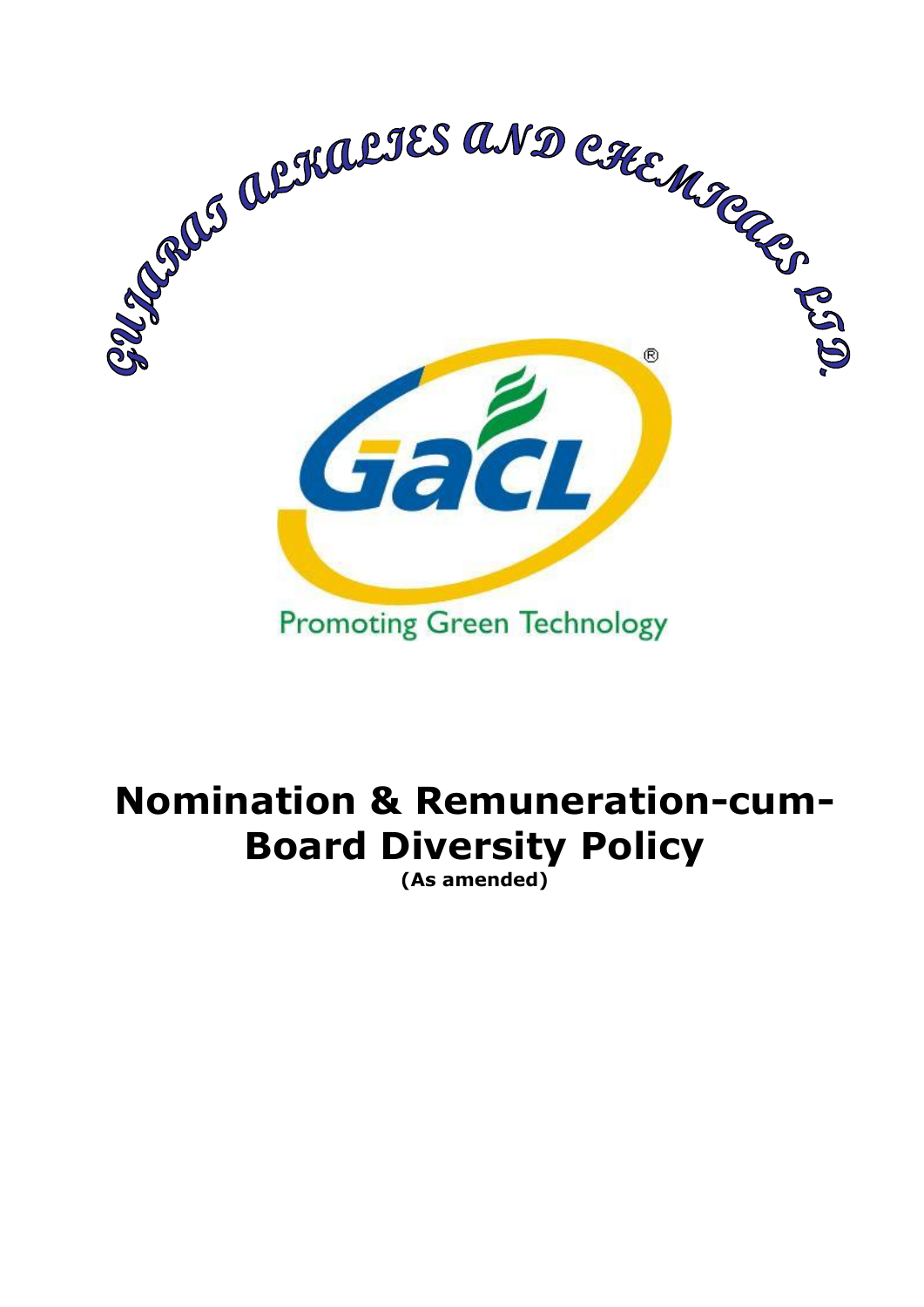GUJARAT ALKALIES AND CHEMICALS LTD.

GACL

Promoting Green Technology

# Nomination & Remuneration-cum-Board Diversity Policy

**(As amended)**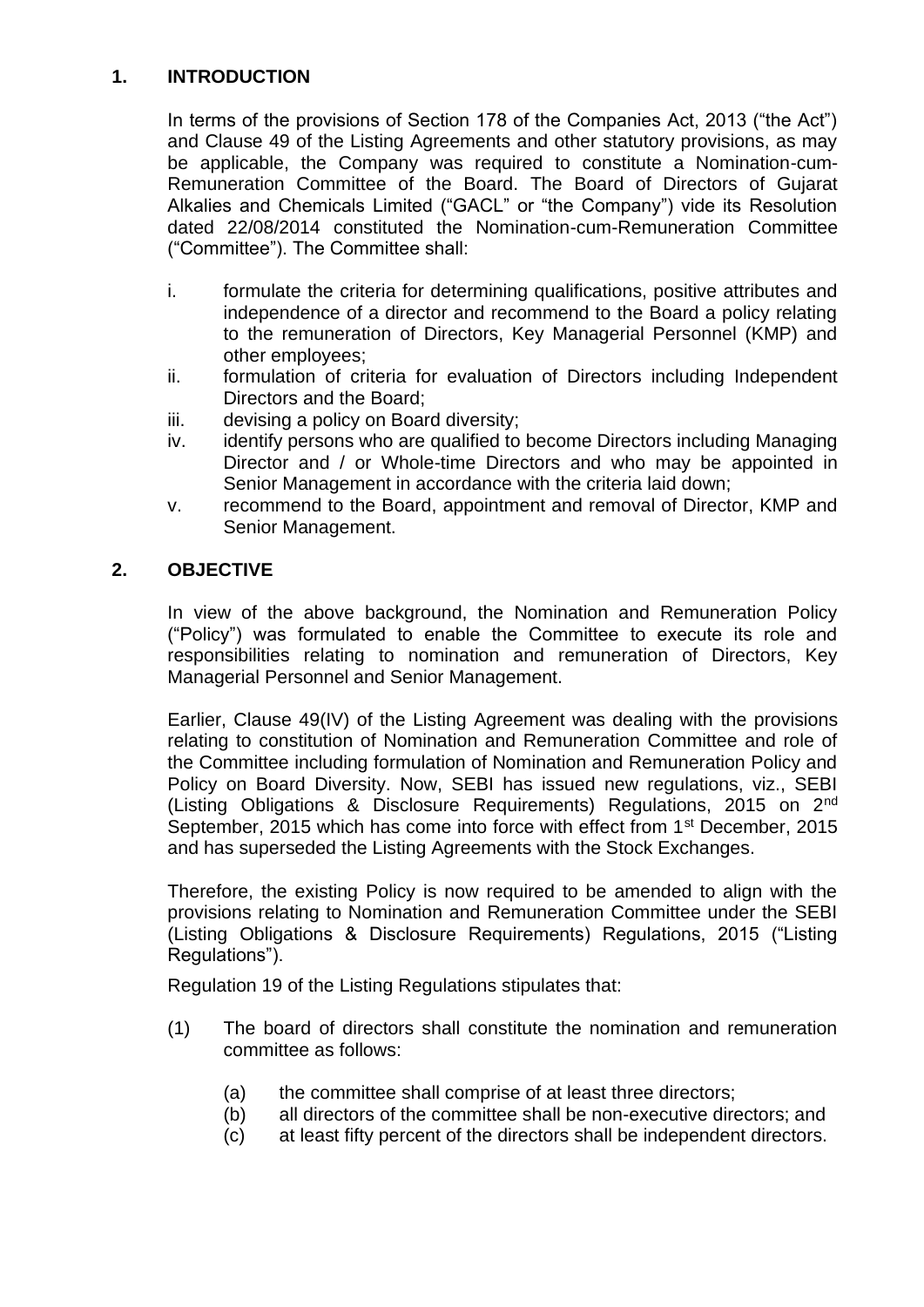## 1. INTRODUCTION

In terms of the provisions of Section 178 of the Companies Act, 2013 ("the Act") and Clause 49 of the Listing Agreements and other statutory provisions, as may be applicable, the Company was required to constitute a Nomination-cum-Remuneration Committee of the Board. The Board of Directors of Gujarat Alkalies and Chemicals Limited ("GACL" or "the Company") vide its Resolution dated 22/08/2014 constituted the Nomination-cum-Remuneration Committee ("Committee"). The Committee shall:

i. formulate the criteria for determining qualifications, positive attributes and independence of a director and recommend to the Board a policy relating to the remuneration of Directors, Key Managerial Personnel (KMP) and other employees;
ii. formulation of criteria for evaluation of Directors including Independent Directors and the Board;
iii. devising a policy on Board diversity;
iv. identify persons who are qualified to become Directors including Managing Director and / or Whole-time Directors and who may be appointed in Senior Management in accordance with the criteria laid down;
v. recommend to the Board, appointment and removal of Director, KMP and Senior Management.

## 2. OBJECTIVE

In view of the above background, the Nomination and Remuneration Policy ("Policy") was formulated to enable the Committee to execute its role and responsibilities relating to nomination and remuneration of Directors, Key Managerial Personnel and Senior Management.

Earlier, Clause 49(IV) of the Listing Agreement was dealing with the provisions relating to constitution of Nomination and Remuneration Committee and role of the Committee including formulation of Nomination and Remuneration Policy and Policy on Board Diversity. Now, SEBI has issued new regulations, viz., SEBI (Listing Obligations & Disclosure Requirements) Regulations, 2015 on 2nd September, 2015 which has come into force with effect from 1st December, 2015 and has superseded the Listing Agreements with the Stock Exchanges.

Therefore, the existing Policy is now required to be amended to align with the provisions relating to Nomination and Remuneration Committee under the SEBI (Listing Obligations & Disclosure Requirements) Regulations, 2015 ("Listing Regulations").

Regulation 19 of the Listing Regulations stipulates that:

(1) The board of directors shall constitute the nomination and remuneration committee as follows:

   (a) the committee shall comprise of at least three directors;
   (b) all directors of the committee shall be non-executive directors; and
   (c) at least fifty percent of the directors shall be independent directors.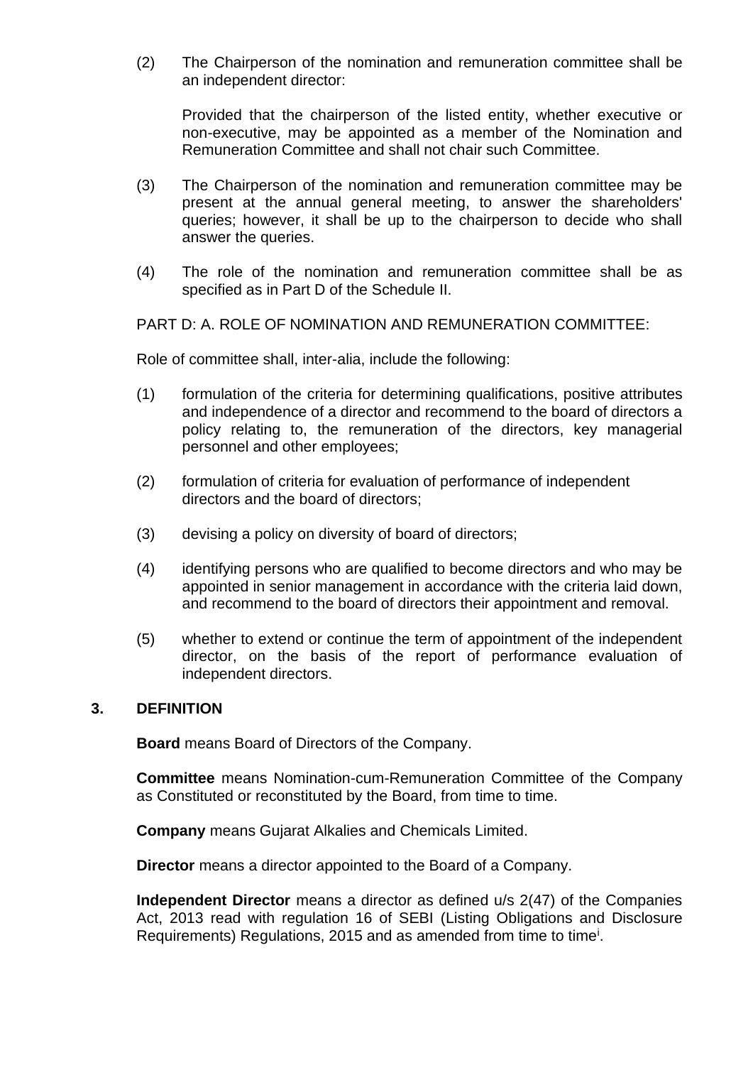(2) The Chairperson of the nomination and remuneration committee shall be an independent director:

Provided that the chairperson of the listed entity, whether executive or non-executive, may be appointed as a member of the Nomination and Remuneration Committee and shall not chair such Committee.

(3) The Chairperson of the nomination and remuneration committee may be present at the annual general meeting, to answer the shareholders' queries; however, it shall be up to the chairperson to decide who shall answer the queries.

(4) The role of the nomination and remuneration committee shall be as specified as in Part D of the Schedule II.

PART D: A. ROLE OF NOMINATION AND REMUNERATION COMMITTEE:

Role of committee shall, inter-alia, include the following:

(1) formulation of the criteria for determining qualifications, positive attributes and independence of a director and recommend to the board of directors a policy relating to, the remuneration of the directors, key managerial personnel and other employees;

(2) formulation of criteria for evaluation of performance of independent directors and the board of directors;

(3) devising a policy on diversity of board of directors;

(4) identifying persons who are qualified to become directors and who may be appointed in senior management in accordance with the criteria laid down, and recommend to the board of directors their appointment and removal.

(5) whether to extend or continue the term of appointment of the independent director, on the basis of the report of performance evaluation of independent directors.

## 3. DEFINITION

**Board** means Board of Directors of the Company.

**Committee** means Nomination-cum-Remuneration Committee of the Company as Constituted or reconstituted by the Board, from time to time.

**Company** means Gujarat Alkalies and Chemicals Limited.

**Director** means a director appointed to the Board of a Company.

**Independent Director** means a director as defined u/s 2(47) of the Companies Act, 2013 read with regulation 16 of SEBI (Listing Obligations and Disclosure Requirements) Regulations, 2015 and as amended from time to time[i].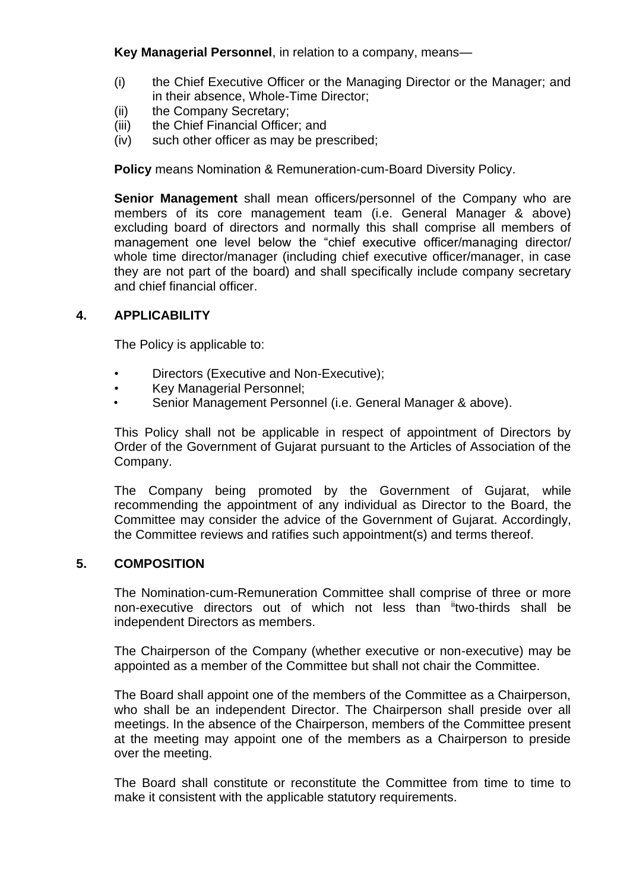**Key Managerial Personnel**, in relation to a company, means—

(i) the Chief Executive Officer or the Managing Director or the Manager; and in their absence, Whole-Time Director;
(ii) the Company Secretary;
(iii) the Chief Financial Officer; and
(iv) such other officer as may be prescribed;

**Policy** means Nomination & Remuneration-cum-Board Diversity Policy.

**Senior Management** shall mean officers/personnel of the Company who are members of its core management team (i.e. General Manager & above) excluding board of directors and normally this shall comprise all members of management one level below the "chief executive officer/managing director/ whole time director/manager (including chief executive officer/manager, in case they are not part of the board) and shall specifically include company secretary and chief financial officer.

## 4. APPLICABILITY

The Policy is applicable to:

- Directors (Executive and Non-Executive);
- Key Managerial Personnel;
- Senior Management Personnel (i.e. General Manager & above).

This Policy shall not be applicable in respect of appointment of Directors by Order of the Government of Gujarat pursuant to the Articles of Association of the Company.

The Company being promoted by the Government of Gujarat, while recommending the appointment of any individual as Director to the Board, the Committee may consider the advice of the Government of Gujarat. Accordingly, the Committee reviews and ratifies such appointment(s) and terms thereof.

## 5. COMPOSITION

The Nomination-cum-Remuneration Committee shall comprise of three or more non-executive directors out of which not less than [ii]two-thirds shall be independent Directors as members.

The Chairperson of the Company (whether executive or non-executive) may be appointed as a member of the Committee but shall not chair the Committee.

The Board shall appoint one of the members of the Committee as a Chairperson, who shall be an independent Director. The Chairperson shall preside over all meetings. In the absence of the Chairperson, members of the Committee present at the meeting may appoint one of the members as a Chairperson to preside over the meeting.

The Board shall constitute or reconstitute the Committee from time to time to make it consistent with the applicable statutory requirements.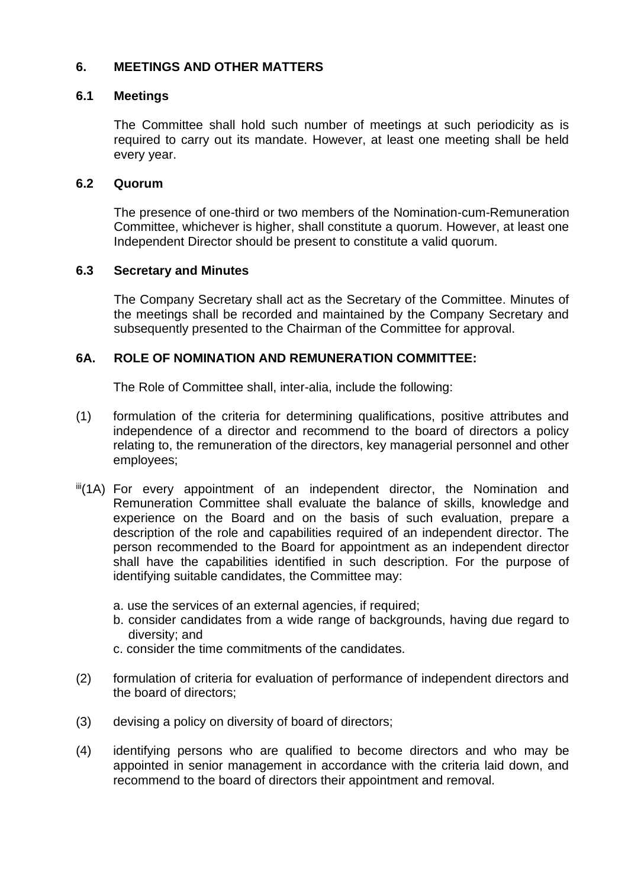## 6. MEETINGS AND OTHER MATTERS

### 6.1 Meetings

The Committee shall hold such number of meetings at such periodicity as is required to carry out its mandate. However, at least one meeting shall be held every year.

### 6.2 Quorum

The presence of one-third or two members of the Nomination-cum-Remuneration Committee, whichever is higher, shall constitute a quorum. However, at least one Independent Director should be present to constitute a valid quorum.

### 6.3 Secretary and Minutes

The Company Secretary shall act as the Secretary of the Committee. Minutes of the meetings shall be recorded and maintained by the Company Secretary and subsequently presented to the Chairman of the Committee for approval.

## 6A. ROLE OF NOMINATION AND REMUNERATION COMMITTEE:

The Role of Committee shall, inter-alia, include the following:

(1) formulation of the criteria for determining qualifications, positive attributes and independence of a director and recommend to the board of directors a policy relating to, the remuneration of the directors, key managerial personnel and other employees;

[iii](1A) For every appointment of an independent director, the Nomination and Remuneration Committee shall evaluate the balance of skills, knowledge and experience on the Board and on the basis of such evaluation, prepare a description of the role and capabilities required of an independent director. The person recommended to the Board for appointment as an independent director shall have the capabilities identified in such description. For the purpose of identifying suitable candidates, the Committee may:

a. use the services of an external agencies, if required;
b. consider candidates from a wide range of backgrounds, having due regard to diversity; and
c. consider the time commitments of the candidates.

(2) formulation of criteria for evaluation of performance of independent directors and the board of directors;

(3) devising a policy on diversity of board of directors;

(4) identifying persons who are qualified to become directors and who may be appointed in senior management in accordance with the criteria laid down, and recommend to the board of directors their appointment and removal.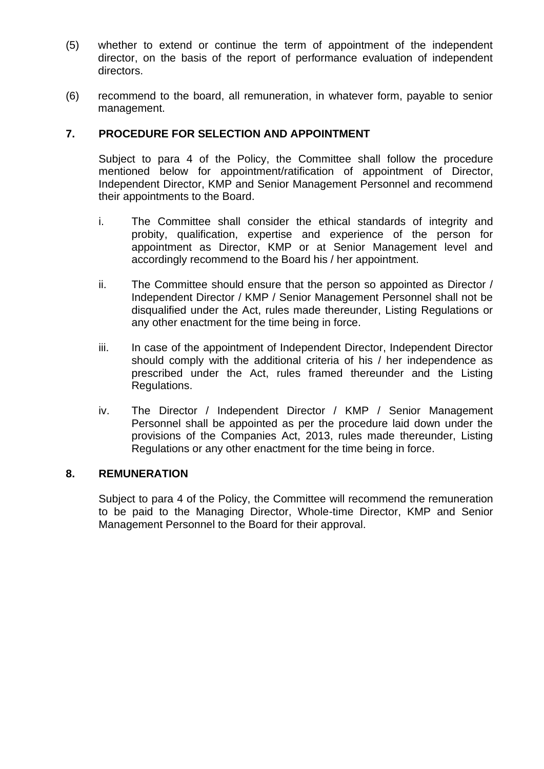(5) whether to extend or continue the term of appointment of the independent director, on the basis of the report of performance evaluation of independent directors.

(6) recommend to the board, all remuneration, in whatever form, payable to senior management.

## 7. PROCEDURE FOR SELECTION AND APPOINTMENT

Subject to para 4 of the Policy, the Committee shall follow the procedure mentioned below for appointment/ratification of appointment of Director, Independent Director, KMP and Senior Management Personnel and recommend their appointments to the Board.

i. The Committee shall consider the ethical standards of integrity and probity, qualification, expertise and experience of the person for appointment as Director, KMP or at Senior Management level and accordingly recommend to the Board his / her appointment.

ii. The Committee should ensure that the person so appointed as Director / Independent Director / KMP / Senior Management Personnel shall not be disqualified under the Act, rules made thereunder, Listing Regulations or any other enactment for the time being in force.

iii. In case of the appointment of Independent Director, Independent Director should comply with the additional criteria of his / her independence as prescribed under the Act, rules framed thereunder and the Listing Regulations.

iv. The Director / Independent Director / KMP / Senior Management Personnel shall be appointed as per the procedure laid down under the provisions of the Companies Act, 2013, rules made thereunder, Listing Regulations or any other enactment for the time being in force.

## 8. REMUNERATION

Subject to para 4 of the Policy, the Committee will recommend the remuneration to be paid to the Managing Director, Whole-time Director, KMP and Senior Management Personnel to the Board for their approval.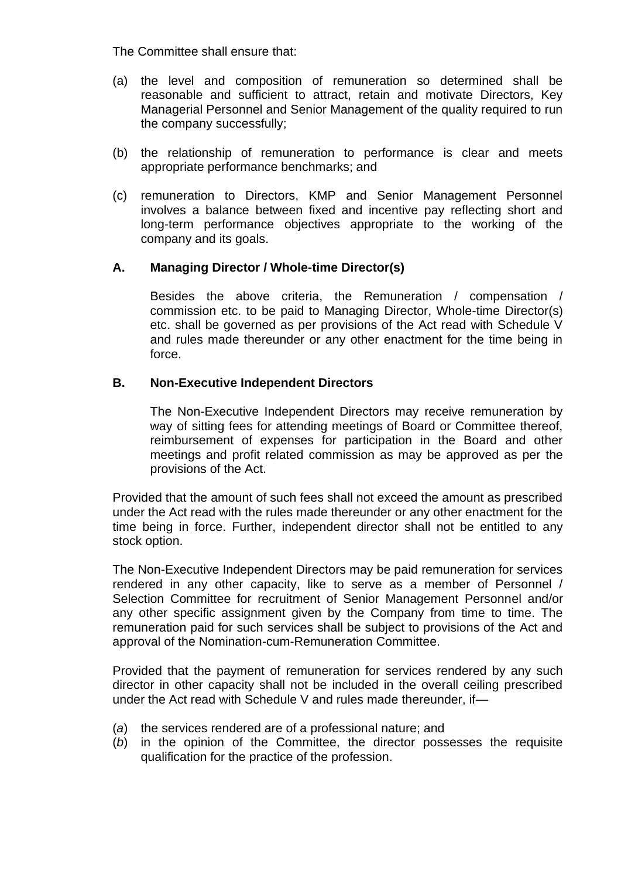The Committee shall ensure that:

(a) the level and composition of remuneration so determined shall be reasonable and sufficient to attract, retain and motivate Directors, Key Managerial Personnel and Senior Management of the quality required to run the company successfully;

(b) the relationship of remuneration to performance is clear and meets appropriate performance benchmarks; and

(c) remuneration to Directors, KMP and Senior Management Personnel involves a balance between fixed and incentive pay reflecting short and long-term performance objectives appropriate to the working of the company and its goals.

**A. Managing Director / Whole-time Director(s)**

Besides the above criteria, the Remuneration / compensation / commission etc. to be paid to Managing Director, Whole-time Director(s) etc. shall be governed as per provisions of the Act read with Schedule V and rules made thereunder or any other enactment for the time being in force.

**B. Non-Executive Independent Directors**

The Non-Executive Independent Directors may receive remuneration by way of sitting fees for attending meetings of Board or Committee thereof, reimbursement of expenses for participation in the Board and other meetings and profit related commission as may be approved as per the provisions of the Act.

Provided that the amount of such fees shall not exceed the amount as prescribed under the Act read with the rules made thereunder or any other enactment for the time being in force. Further, independent director shall not be entitled to any stock option.

The Non-Executive Independent Directors may be paid remuneration for services rendered in any other capacity, like to serve as a member of Personnel / Selection Committee for recruitment of Senior Management Personnel and/or any other specific assignment given by the Company from time to time. The remuneration paid for such services shall be subject to provisions of the Act and approval of the Nomination-cum-Remuneration Committee.

Provided that the payment of remuneration for services rendered by any such director in other capacity shall not be included in the overall ceiling prescribed under the Act read with Schedule V and rules made thereunder, if—

(*a*) the services rendered are of a professional nature; and
(*b*) in the opinion of the Committee, the director possesses the requisite qualification for the practice of the profession.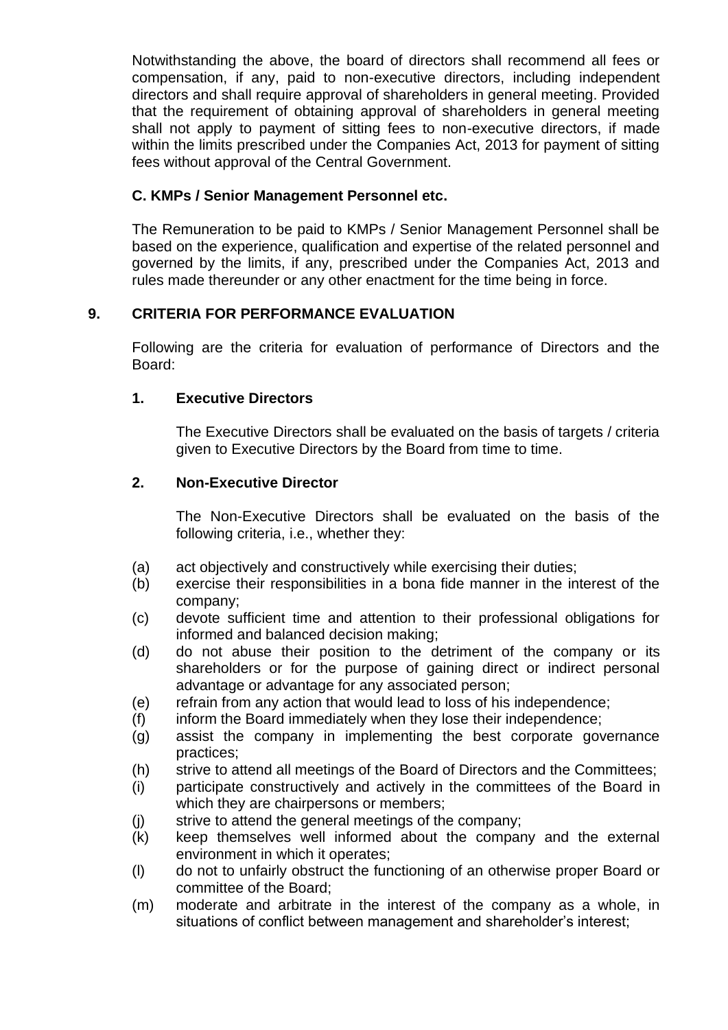Notwithstanding the above, the board of directors shall recommend all fees or compensation, if any, paid to non-executive directors, including independent directors and shall require approval of shareholders in general meeting. Provided that the requirement of obtaining approval of shareholders in general meeting shall not apply to payment of sitting fees to non-executive directors, if made within the limits prescribed under the Companies Act, 2013 for payment of sitting fees without approval of the Central Government.

### C. KMPs / Senior Management Personnel etc.

The Remuneration to be paid to KMPs / Senior Management Personnel shall be based on the experience, qualification and expertise of the related personnel and governed by the limits, if any, prescribed under the Companies Act, 2013 and rules made thereunder or any other enactment for the time being in force.

## 9. CRITERIA FOR PERFORMANCE EVALUATION

Following are the criteria for evaluation of performance of Directors and the Board:

### 1. Executive Directors

The Executive Directors shall be evaluated on the basis of targets / criteria given to Executive Directors by the Board from time to time.

### 2. Non-Executive Director

The Non-Executive Directors shall be evaluated on the basis of the following criteria, i.e., whether they:

(a) act objectively and constructively while exercising their duties;
(b) exercise their responsibilities in a bona fide manner in the interest of the company;
(c) devote sufficient time and attention to their professional obligations for informed and balanced decision making;
(d) do not abuse their position to the detriment of the company or its shareholders or for the purpose of gaining direct or indirect personal advantage or advantage for any associated person;
(e) refrain from any action that would lead to loss of his independence;
(f) inform the Board immediately when they lose their independence;
(g) assist the company in implementing the best corporate governance practices;
(h) strive to attend all meetings of the Board of Directors and the Committees;
(i) participate constructively and actively in the committees of the Board in which they are chairpersons or members;
(j) strive to attend the general meetings of the company;
(k) keep themselves well informed about the company and the external environment in which it operates;
(l) do not to unfairly obstruct the functioning of an otherwise proper Board or committee of the Board;
(m) moderate and arbitrate in the interest of the company as a whole, in situations of conflict between management and shareholder's interest;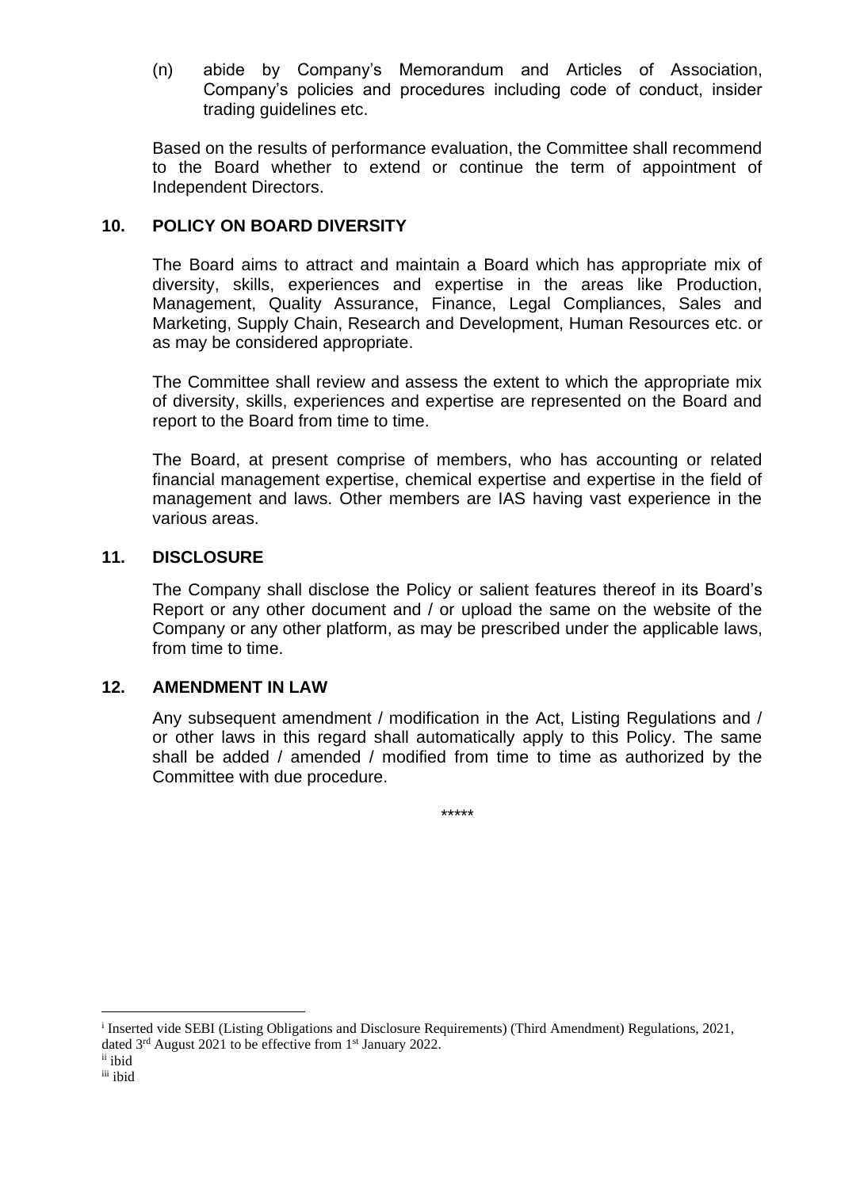(n) abide by Company's Memorandum and Articles of Association, Company's policies and procedures including code of conduct, insider trading guidelines etc.

Based on the results of performance evaluation, the Committee shall recommend to the Board whether to extend or continue the term of appointment of Independent Directors.

## 10. POLICY ON BOARD DIVERSITY

The Board aims to attract and maintain a Board which has appropriate mix of diversity, skills, experiences and expertise in the areas like Production, Management, Quality Assurance, Finance, Legal Compliances, Sales and Marketing, Supply Chain, Research and Development, Human Resources etc. or as may be considered appropriate.

The Committee shall review and assess the extent to which the appropriate mix of diversity, skills, experiences and expertise are represented on the Board and report to the Board from time to time.

The Board, at present comprise of members, who has accounting or related financial management expertise, chemical expertise and expertise in the field of management and laws. Other members are IAS having vast experience in the various areas.

## 11. DISCLOSURE

The Company shall disclose the Policy or salient features thereof in its Board's Report or any other document and / or upload the same on the website of the Company or any other platform, as may be prescribed under the applicable laws, from time to time.

## 12. AMENDMENT IN LAW

Any subsequent amendment / modification in the Act, Listing Regulations and / or other laws in this regard shall automatically apply to this Policy. The same shall be added / amended / modified from time to time as authorized by the Committee with due procedure.

*****

---

[i] Inserted vide SEBI (Listing Obligations and Disclosure Requirements) (Third Amendment) Regulations, 2021, dated 3rd August 2021 to be effective from 1st January 2022.

[ii] ibid

[iii] ibid